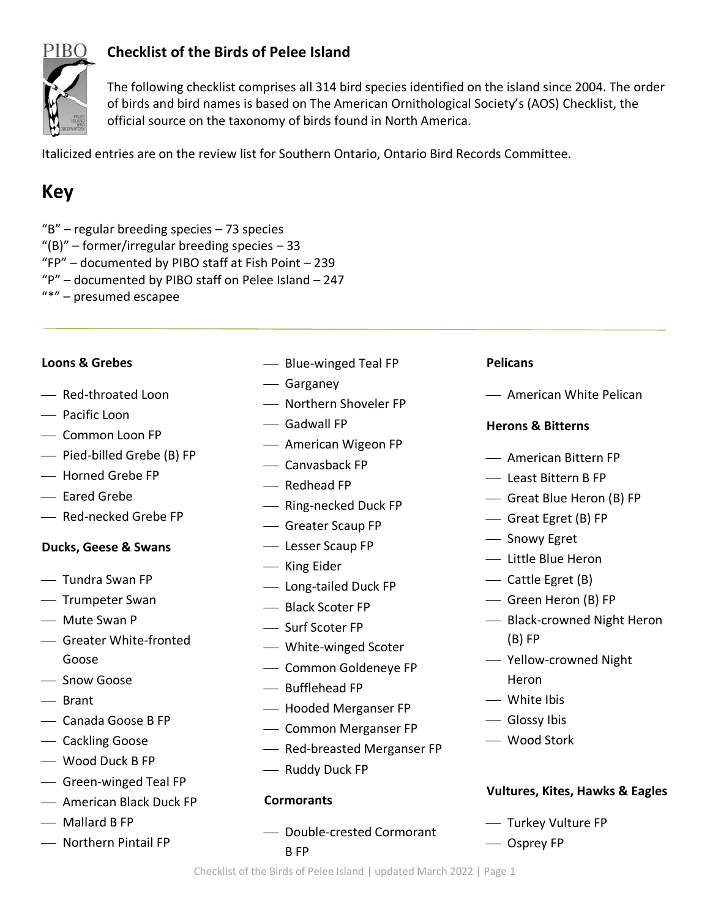# Checklist of the Birds of Pelee Island

The following checklist comprises all 314 bird species identified on the island since 2004. The order of birds and bird names is based on The American Ornithological Society's (AOS) Checklist, the official source on the taxonomy of birds found in North America.

Italicized entries are on the review list for Southern Ontario, Ontario Bird Records Committee.

## Key

"B" – regular breeding species – 73 species
"(B)" – former/irregular breeding species – 33
"FP" – documented by PIBO staff at Fish Point – 239
"P" – documented by PIBO staff on Pelee Island – 247
"*" – presumed escapee

---

**Loons & Grebes**

- Red-throated Loon
- Pacific Loon
- Common Loon FP
- Pied-billed Grebe (B) FP
- Horned Grebe FP
- Eared Grebe
- Red-necked Grebe FP

**Ducks, Geese & Swans**

- Tundra Swan FP
- Trumpeter Swan
- Mute Swan P
- Greater White-fronted Goose
- Snow Goose
- Brant
- Canada Goose B FP
- Cackling Goose
- Wood Duck B FP
- Green-winged Teal FP
- American Black Duck FP
- Mallard B FP
- Northern Pintail FP
- Blue-winged Teal FP
- Garganey
- Northern Shoveler FP
- Gadwall FP
- American Wigeon FP
- Canvasback FP
- Redhead FP
- Ring-necked Duck FP
- Greater Scaup FP
- Lesser Scaup FP
- King Eider
- Long-tailed Duck FP
- Black Scoter FP
- Surf Scoter FP
- White-winged Scoter
- Common Goldeneye FP
- Bufflehead FP
- Hooded Merganser FP
- Common Merganser FP
- Red-breasted Merganser FP
- Ruddy Duck FP

**Cormorants**

- Double-crested Cormorant B FP

**Pelicans**

- American White Pelican

**Herons & Bitterns**

- American Bittern FP
- Least Bittern B FP
- Great Blue Heron (B) FP
- Great Egret (B) FP
- Snowy Egret
- Little Blue Heron
- Cattle Egret (B)
- Green Heron (B) FP
- Black-crowned Night Heron (B) FP
- Yellow-crowned Night Heron
- White Ibis
- Glossy Ibis
- Wood Stork

**Vultures, Kites, Hawks & Eagles**

- Turkey Vulture FP
- Osprey FP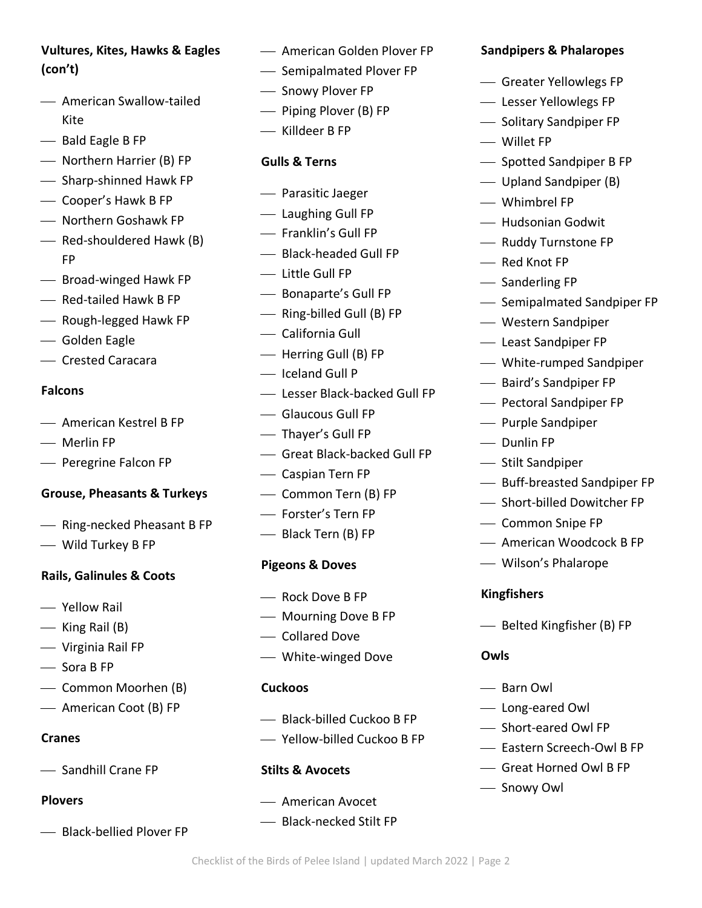**Vultures, Kites, Hawks & Eagles (con't)**

- American Swallow-tailed Kite
- Bald Eagle B FP
- Northern Harrier (B) FP
- Sharp-shinned Hawk FP
- Cooper's Hawk B FP
- Northern Goshawk FP
- Red-shouldered Hawk (B) FP
- Broad-winged Hawk FP
- Red-tailed Hawk B FP
- Rough-legged Hawk FP
- Golden Eagle
- Crested Caracara

**Falcons**

- American Kestrel B FP
- Merlin FP
- Peregrine Falcon FP

**Grouse, Pheasants & Turkeys**

- Ring-necked Pheasant B FP
- Wild Turkey B FP

**Rails, Galinules & Coots**

- Yellow Rail
- King Rail (B)
- Virginia Rail FP
- Sora B FP
- Common Moorhen (B)
- American Coot (B) FP

**Cranes**

- Sandhill Crane FP

**Plovers**

- Black-bellied Plover FP
- American Golden Plover FP
- Semipalmated Plover FP
- Snowy Plover FP
- Piping Plover (B) FP
- Killdeer B FP

**Gulls & Terns**

- Parasitic Jaeger
- Laughing Gull FP
- Franklin's Gull FP
- Black-headed Gull FP
- Little Gull FP
- Bonaparte's Gull FP
- Ring-billed Gull (B) FP
- California Gull
- Herring Gull (B) FP
- Iceland Gull P
- Lesser Black-backed Gull FP
- Glaucous Gull FP
- Thayer's Gull FP
- Great Black-backed Gull FP
- Caspian Tern FP
- Common Tern (B) FP
- Forster's Tern FP
- Black Tern (B) FP

**Pigeons & Doves**

- Rock Dove B FP
- Mourning Dove B FP
- Collared Dove
- White-winged Dove

**Cuckoos**

- Black-billed Cuckoo B FP
- Yellow-billed Cuckoo B FP

**Stilts & Avocets**

- American Avocet
- Black-necked Stilt FP

**Sandpipers & Phalaropes**

- Greater Yellowlegs FP
- Lesser Yellowlegs FP
- Solitary Sandpiper FP
- Willet FP
- Spotted Sandpiper B FP
- Upland Sandpiper (B)
- Whimbrel FP
- Hudsonian Godwit
- Ruddy Turnstone FP
- Red Knot FP
- Sanderling FP
- Semipalmated Sandpiper FP
- Western Sandpiper
- Least Sandpiper FP
- White-rumped Sandpiper
- Baird's Sandpiper FP
- Pectoral Sandpiper FP
- Purple Sandpiper
- Dunlin FP
- Stilt Sandpiper
- Buff-breasted Sandpiper FP
- Short-billed Dowitcher FP
- Common Snipe FP
- American Woodcock B FP
- Wilson's Phalarope

**Kingfishers**

- Belted Kingfisher (B) FP

**Owls**

- Barn Owl
- Long-eared Owl
- Short-eared Owl FP
- Eastern Screech-Owl B FP
- Great Horned Owl B FP
- Snowy Owl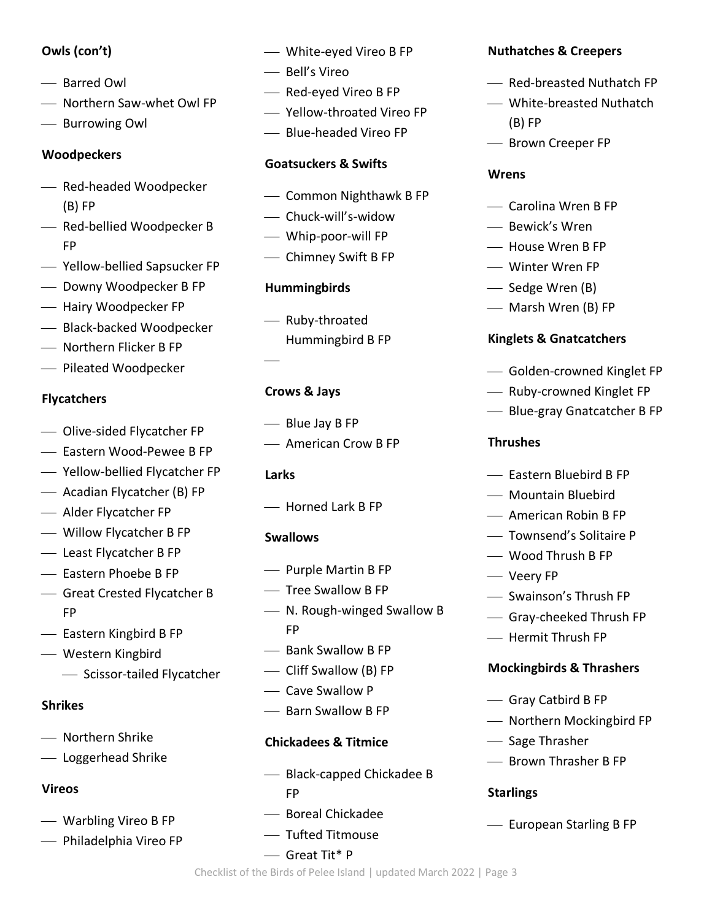**Owls (con't)**

- ___ Barred Owl
- ___ Northern Saw-whet Owl FP
- ___ Burrowing Owl

**Woodpeckers**

- ___ Red-headed Woodpecker (B) FP
- ___ Red-bellied Woodpecker B FP
- ___ Yellow-bellied Sapsucker FP
- ___ Downy Woodpecker B FP
- ___ Hairy Woodpecker FP
- ___ Black-backed Woodpecker
- ___ Northern Flicker B FP
- ___ Pileated Woodpecker

**Flycatchers**

- ___ Olive-sided Flycatcher FP
- ___ Eastern Wood-Pewee B FP
- ___ Yellow-bellied Flycatcher FP
- ___ Acadian Flycatcher (B) FP
- ___ Alder Flycatcher FP
- ___ Willow Flycatcher B FP
- ___ Least Flycatcher B FP
- ___ Eastern Phoebe B FP
- ___ Great Crested Flycatcher B FP
- ___ Eastern Kingbird B FP
- ___ Western Kingbird
    - ___ Scissor-tailed Flycatcher

**Shrikes**

- ___ Northern Shrike
- ___ Loggerhead Shrike

**Vireos**

- ___ Warbling Vireo B FP
- ___ Philadelphia Vireo FP
- ___ White-eyed Vireo B FP
- ___ Bell's Vireo
- ___ Red-eyed Vireo B FP
- ___ Yellow-throated Vireo FP
- ___ Blue-headed Vireo FP

**Goatsuckers & Swifts**

- ___ Common Nighthawk B FP
- ___ Chuck-will's-widow
- ___ Whip-poor-will FP
- ___ Chimney Swift B FP

**Hummingbirds**

- ___ Ruby-throated Hummingbird B FP
- ___

**Crows & Jays**

- ___ Blue Jay B FP
- ___ American Crow B FP

**Larks**

- ___ Horned Lark B FP

**Swallows**

- ___ Purple Martin B FP
- ___ Tree Swallow B FP
- ___ N. Rough-winged Swallow B FP
- ___ Bank Swallow B FP
- ___ Cliff Swallow (B) FP
- ___ Cave Swallow P
- ___ Barn Swallow B FP

**Chickadees & Titmice**

- ___ Black-capped Chickadee B FP
- ___ Boreal Chickadee
- ___ Tufted Titmouse
- ___ Great Tit* P

**Nuthatches & Creepers**

- ___ Red-breasted Nuthatch FP
- ___ White-breasted Nuthatch (B) FP
- ___ Brown Creeper FP

**Wrens**

- ___ Carolina Wren B FP
- ___ Bewick's Wren
- ___ House Wren B FP
- ___ Winter Wren FP
- ___ Sedge Wren (B)
- ___ Marsh Wren (B) FP

**Kinglets & Gnatcatchers**

- ___ Golden-crowned Kinglet FP
- ___ Ruby-crowned Kinglet FP
- ___ Blue-gray Gnatcatcher B FP

**Thrushes**

- ___ Eastern Bluebird B FP
- ___ Mountain Bluebird
- ___ American Robin B FP
- ___ Townsend's Solitaire P
- ___ Wood Thrush B FP
- ___ Veery FP
- ___ Swainson's Thrush FP
- ___ Gray-cheeked Thrush FP
- ___ Hermit Thrush FP

**Mockingbirds & Thrashers**

- ___ Gray Catbird B FP
- ___ Northern Mockingbird FP
- ___ Sage Thrasher
- ___ Brown Thrasher B FP

**Starlings**

- ___ European Starling B FP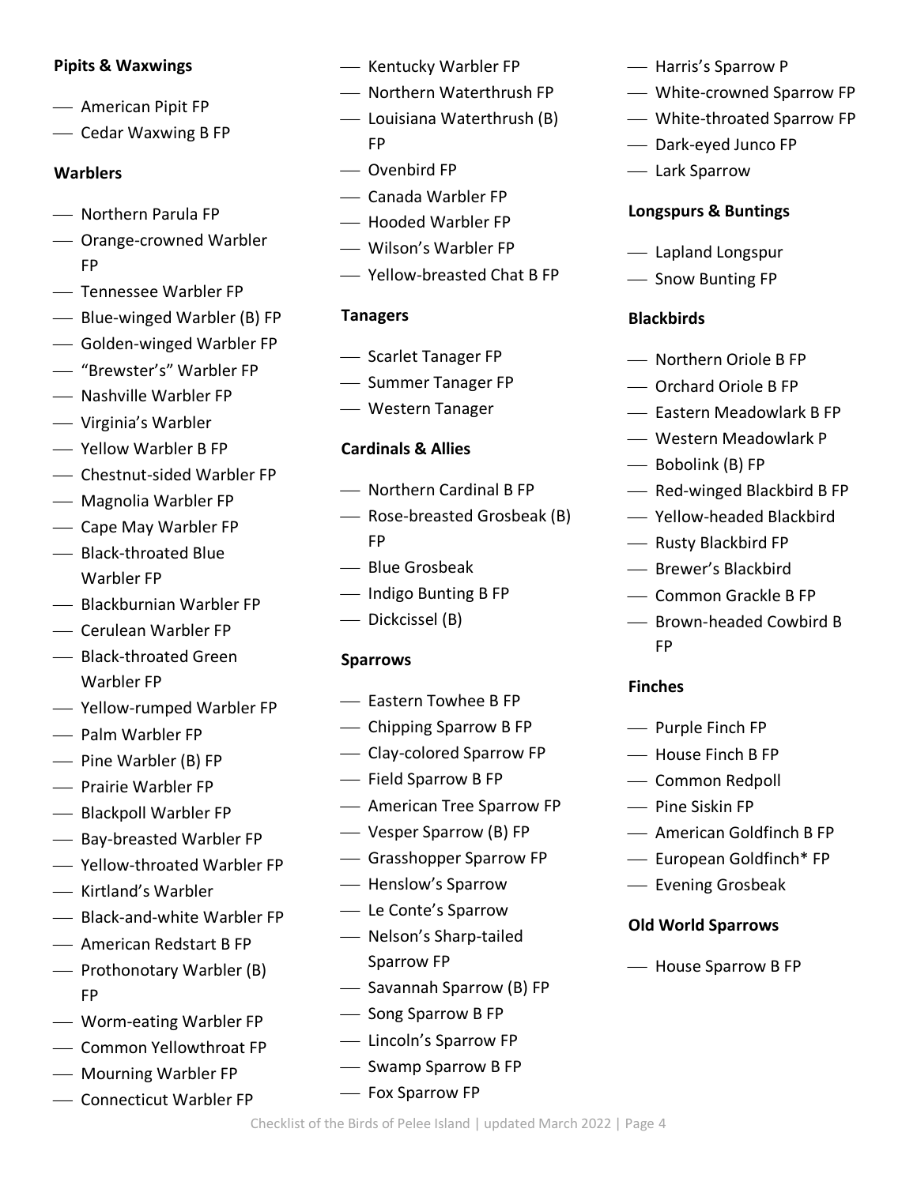### Pipits & Waxwings

- American Pipit FP
- Cedar Waxwing B FP

### Warblers

- Northern Parula FP
- Orange-crowned Warbler FP
- Tennessee Warbler FP
- Blue-winged Warbler (B) FP
- Golden-winged Warbler FP
- "Brewster's" Warbler FP
- Nashville Warbler FP
- Virginia's Warbler
- Yellow Warbler B FP
- Chestnut-sided Warbler FP
- Magnolia Warbler FP
- Cape May Warbler FP
- Black-throated Blue Warbler FP
- Blackburnian Warbler FP
- Cerulean Warbler FP
- Black-throated Green Warbler FP
- Yellow-rumped Warbler FP
- Palm Warbler FP
- Pine Warbler (B) FP
- Prairie Warbler FP
- Blackpoll Warbler FP
- Bay-breasted Warbler FP
- Yellow-throated Warbler FP
- Kirtland's Warbler
- Black-and-white Warbler FP
- American Redstart B FP
- Prothonotary Warbler (B) FP
- Worm-eating Warbler FP
- Common Yellowthroat FP
- Mourning Warbler FP
- Connecticut Warbler FP
- Kentucky Warbler FP
- Northern Waterthrush FP
- Louisiana Waterthrush (B) FP
- Ovenbird FP
- Canada Warbler FP
- Hooded Warbler FP
- Wilson's Warbler FP
- Yellow-breasted Chat B FP

### Tanagers

- Scarlet Tanager FP
- Summer Tanager FP
- Western Tanager

### Cardinals & Allies

- Northern Cardinal B FP
- Rose-breasted Grosbeak (B) FP
- Blue Grosbeak
- Indigo Bunting B FP
- Dickcissel (B)

### Sparrows

- Eastern Towhee B FP
- Chipping Sparrow B FP
- Clay-colored Sparrow FP
- Field Sparrow B FP
- American Tree Sparrow FP
- Vesper Sparrow (B) FP
- Grasshopper Sparrow FP
- Henslow's Sparrow
- Le Conte's Sparrow
- Nelson's Sharp-tailed Sparrow FP
- Savannah Sparrow (B) FP
- Song Sparrow B FP
- Lincoln's Sparrow FP
- Swamp Sparrow B FP
- Fox Sparrow FP
- Harris's Sparrow P
- White-crowned Sparrow FP
- White-throated Sparrow FP
- Dark-eyed Junco FP
- Lark Sparrow

### Longspurs & Buntings

- Lapland Longspur
- Snow Bunting FP

### Blackbirds

- Northern Oriole B FP
- Orchard Oriole B FP
- Eastern Meadowlark B FP
- Western Meadowlark P
- Bobolink (B) FP
- Red-winged Blackbird B FP
- Yellow-headed Blackbird
- Rusty Blackbird FP
- Brewer's Blackbird
- Common Grackle B FP
- Brown-headed Cowbird B FP

### Finches

- Purple Finch FP
- House Finch B FP
- Common Redpoll
- Pine Siskin FP
- American Goldfinch B FP
- European Goldfinch* FP
- Evening Grosbeak

### Old World Sparrows

- House Sparrow B FP